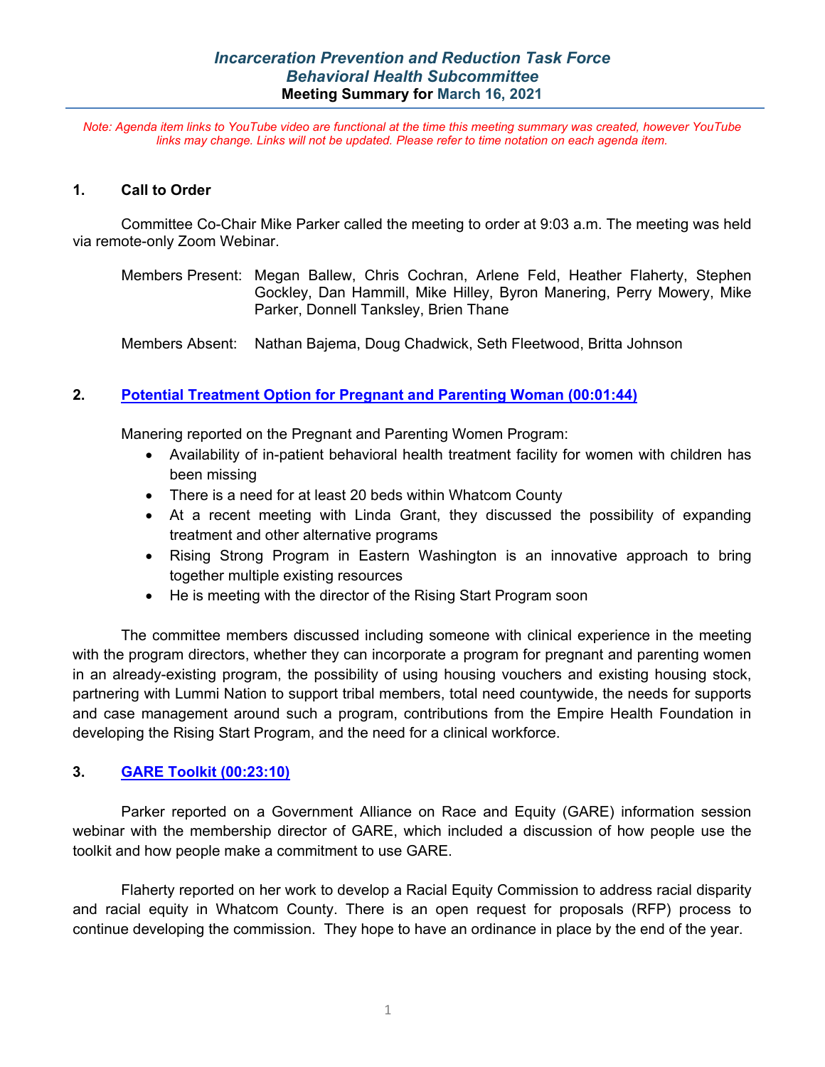### *Incarceration Prevention and Reduction Task Force*
### *Behavioral Health Subcommittee*
**Meeting Summary for March 16, 2021**

*Note: Agenda item links to YouTube video are functional at the time this meeting summary was created, however YouTube links may change. Links will not be updated. Please refer to time notation on each agenda item.*

## 1. Call to Order

Committee Co-Chair Mike Parker called the meeting to order at 9:03 a.m. The meeting was held via remote-only Zoom Webinar.

Members Present: Megan Ballew, Chris Cochran, Arlene Feld, Heather Flaherty, Stephen Gockley, Dan Hammill, Mike Hilley, Byron Manering, Perry Mowery, Mike Parker, Donnell Tanksley, Brien Thane

Members Absent: Nathan Bajema, Doug Chadwick, Seth Fleetwood, Britta Johnson

## 2. Potential Treatment Option for Pregnant and Parenting Woman (00:01:44)

Manering reported on the Pregnant and Parenting Women Program:

- Availability of in-patient behavioral health treatment facility for women with children has been missing
- There is a need for at least 20 beds within Whatcom County
- At a recent meeting with Linda Grant, they discussed the possibility of expanding treatment and other alternative programs
- Rising Strong Program in Eastern Washington is an innovative approach to bring together multiple existing resources
- He is meeting with the director of the Rising Start Program soon

The committee members discussed including someone with clinical experience in the meeting with the program directors, whether they can incorporate a program for pregnant and parenting women in an already-existing program, the possibility of using housing vouchers and existing housing stock, partnering with Lummi Nation to support tribal members, total need countywide, the needs for supports and case management around such a program, contributions from the Empire Health Foundation in developing the Rising Start Program, and the need for a clinical workforce.

## 3. GARE Toolkit (00:23:10)

Parker reported on a Government Alliance on Race and Equity (GARE) information session webinar with the membership director of GARE, which included a discussion of how people use the toolkit and how people make a commitment to use GARE.

Flaherty reported on her work to develop a Racial Equity Commission to address racial disparity and racial equity in Whatcom County. There is an open request for proposals (RFP) process to continue developing the commission. They hope to have an ordinance in place by the end of the year.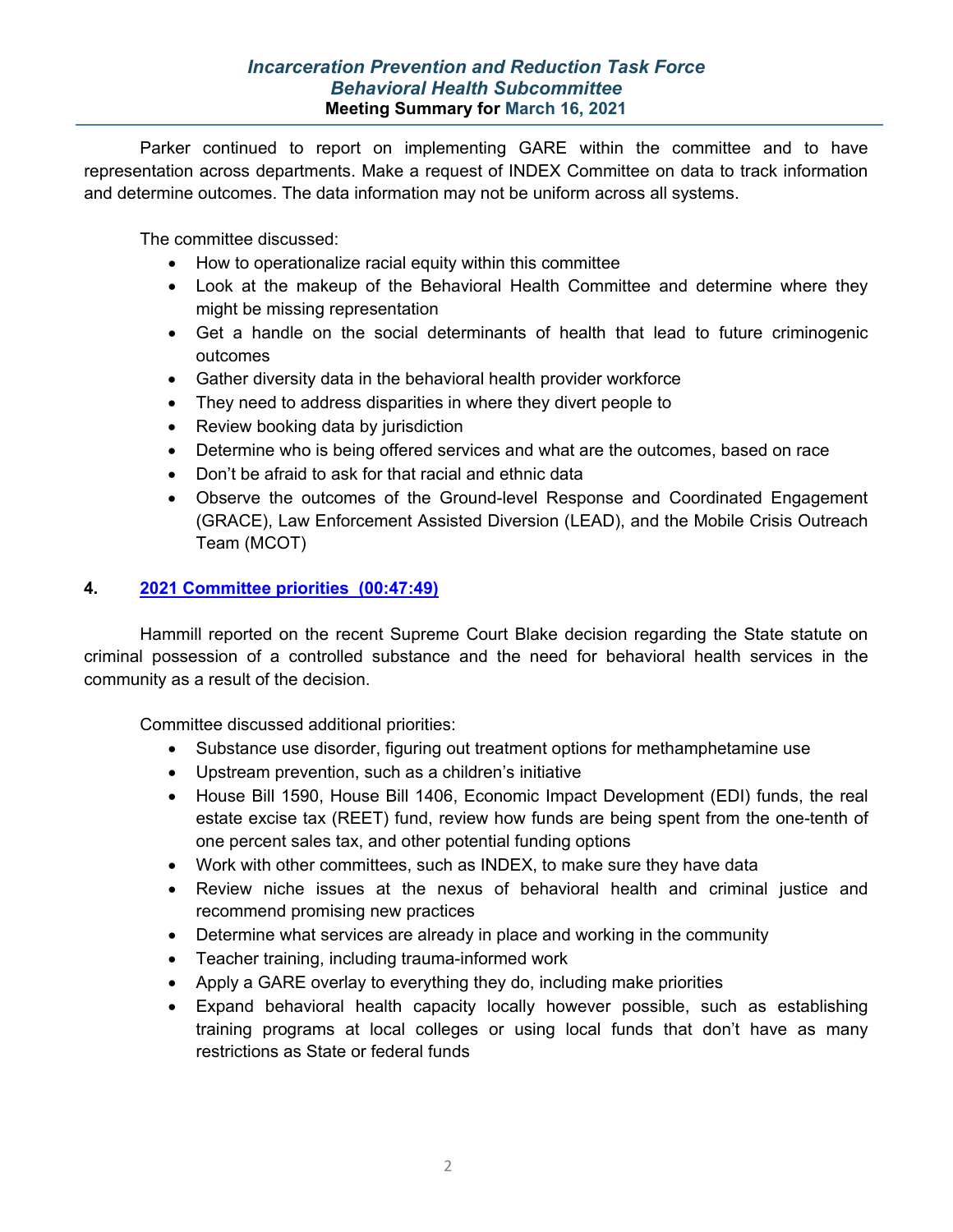Parker continued to report on implementing GARE within the committee and to have representation across departments. Make a request of INDEX Committee on data to track information and determine outcomes. The data information may not be uniform across all systems.

The committee discussed:

- How to operationalize racial equity within this committee
- Look at the makeup of the Behavioral Health Committee and determine where they might be missing representation
- Get a handle on the social determinants of health that lead to future criminogenic outcomes
- Gather diversity data in the behavioral health provider workforce
- They need to address disparities in where they divert people to
- Review booking data by jurisdiction
- Determine who is being offered services and what are the outcomes, based on race
- Don't be afraid to ask for that racial and ethnic data
- Observe the outcomes of the Ground-level Response and Coordinated Engagement (GRACE), Law Enforcement Assisted Diversion (LEAD), and the Mobile Crisis Outreach Team (MCOT)

## 4. 2021 Committee priorities (00:47:49)

Hammill reported on the recent Supreme Court Blake decision regarding the State statute on criminal possession of a controlled substance and the need for behavioral health services in the community as a result of the decision.

Committee discussed additional priorities:

- Substance use disorder, figuring out treatment options for methamphetamine use
- Upstream prevention, such as a children's initiative
- House Bill 1590, House Bill 1406, Economic Impact Development (EDI) funds, the real estate excise tax (REET) fund, review how funds are being spent from the one-tenth of one percent sales tax, and other potential funding options
- Work with other committees, such as INDEX, to make sure they have data
- Review niche issues at the nexus of behavioral health and criminal justice and recommend promising new practices
- Determine what services are already in place and working in the community
- Teacher training, including trauma-informed work
- Apply a GARE overlay to everything they do, including make priorities
- Expand behavioral health capacity locally however possible, such as establishing training programs at local colleges or using local funds that don't have as many restrictions as State or federal funds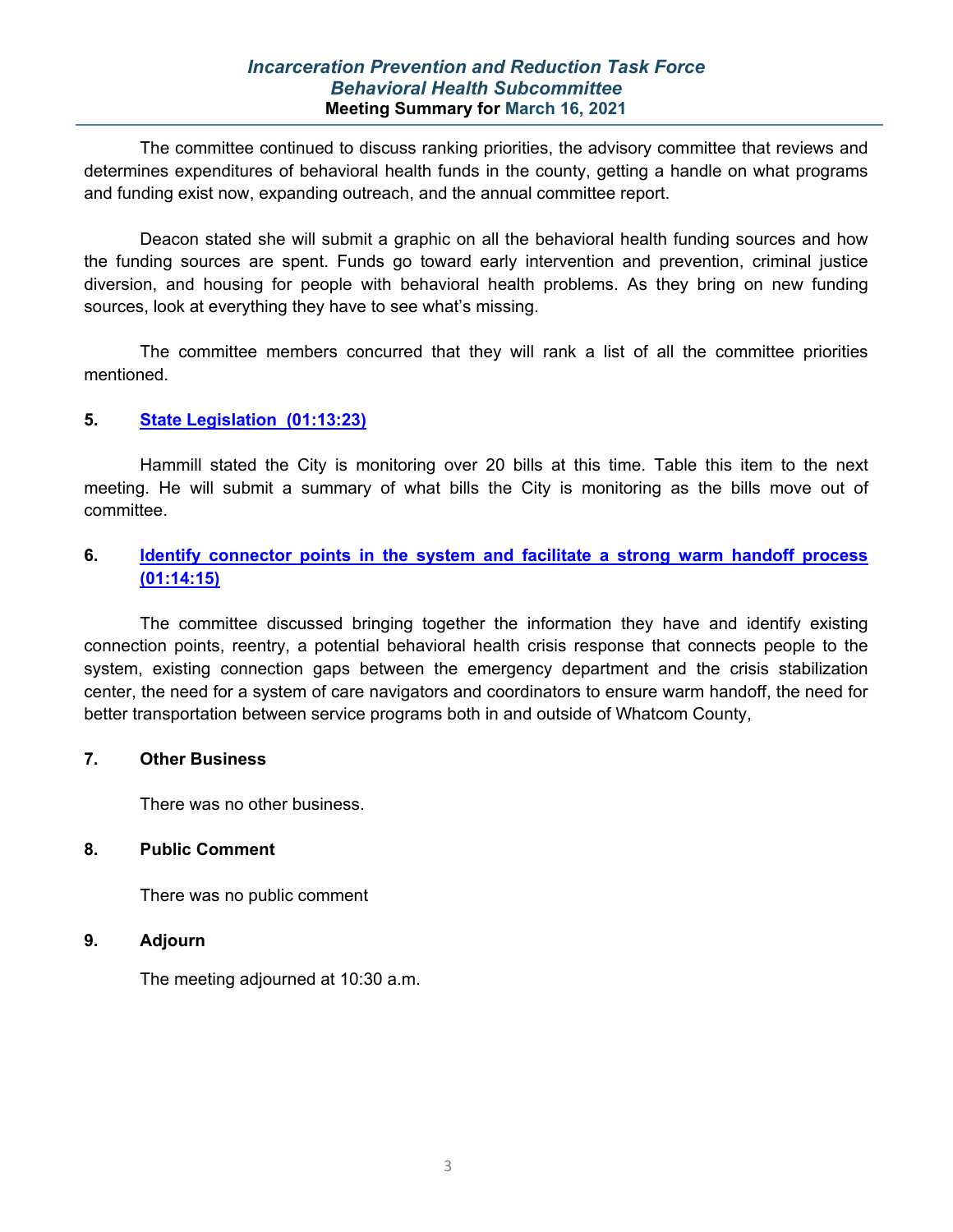The committee continued to discuss ranking priorities, the advisory committee that reviews and determines expenditures of behavioral health funds in the county, getting a handle on what programs and funding exist now, expanding outreach, and the annual committee report.

Deacon stated she will submit a graphic on all the behavioral health funding sources and how the funding sources are spent. Funds go toward early intervention and prevention, criminal justice diversion, and housing for people with behavioral health problems. As they bring on new funding sources, look at everything they have to see what's missing.

The committee members concurred that they will rank a list of all the committee priorities mentioned.

**5. State Legislation (01:13:23)**

Hammill stated the City is monitoring over 20 bills at this time. Table this item to the next meeting. He will submit a summary of what bills the City is monitoring as the bills move out of committee.

**6. Identify connector points in the system and facilitate a strong warm handoff process (01:14:15)**

The committee discussed bringing together the information they have and identify existing connection points, reentry, a potential behavioral health crisis response that connects people to the system, existing connection gaps between the emergency department and the crisis stabilization center, the need for a system of care navigators and coordinators to ensure warm handoff, the need for better transportation between service programs both in and outside of Whatcom County,

**7. Other Business**

There was no other business.

**8. Public Comment**

There was no public comment

**9. Adjourn**

The meeting adjourned at 10:30 a.m.